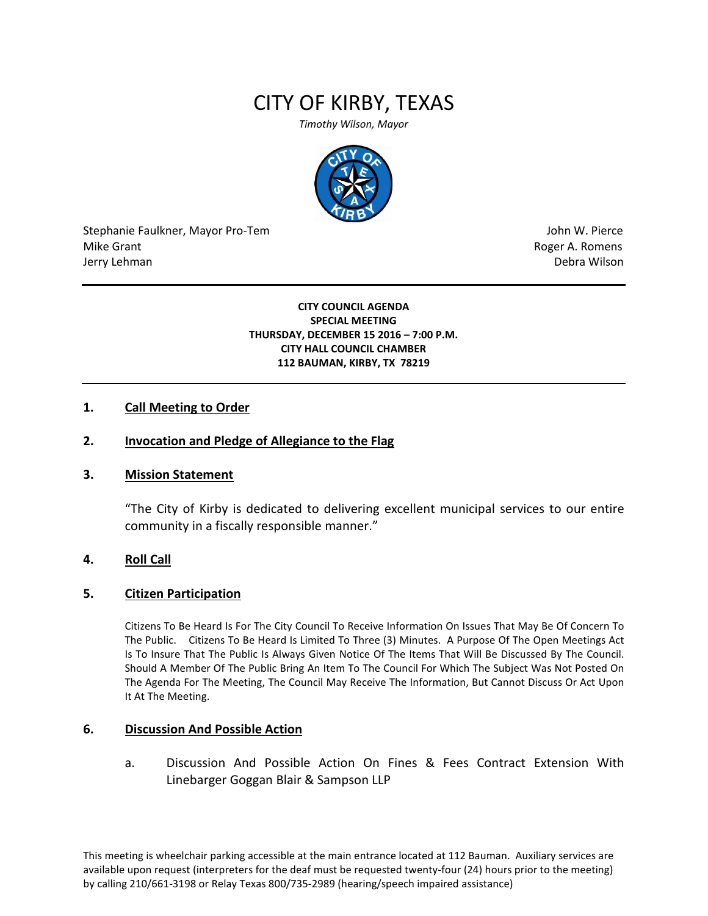# CITY OF KIRBY, TEXAS

*Timothy Wilson, Mayor*

Stephanie Faulkner, Mayor Pro-Tem
Mike Grant
Jerry Lehman

John W. Pierce
Roger A. Romens
Debra Wilson

---

**CITY COUNCIL AGENDA**
**SPECIAL MEETING**
**THURSDAY, DECEMBER 15 2016 – 7:00 P.M.**
**CITY HALL COUNCIL CHAMBER**
**112 BAUMAN, KIRBY, TX 78219**

---

## 1. Call Meeting to Order

## 2. Invocation and Pledge of Allegiance to the Flag

## 3. Mission Statement

"The City of Kirby is dedicated to delivering excellent municipal services to our entire community in a fiscally responsible manner."

## 4. Roll Call

## 5. Citizen Participation

Citizens To Be Heard Is For The City Council To Receive Information On Issues That May Be Of Concern To The Public. Citizens To Be Heard Is Limited To Three (3) Minutes. A Purpose Of The Open Meetings Act Is To Insure That The Public Is Always Given Notice Of The Items That Will Be Discussed By The Council. Should A Member Of The Public Bring An Item To The Council For Which The Subject Was Not Posted On The Agenda For The Meeting, The Council May Receive The Information, But Cannot Discuss Or Act Upon It At The Meeting.

## 6. Discussion And Possible Action

a. Discussion And Possible Action On Fines & Fees Contract Extension With Linebarger Goggan Blair & Sampson LLP

This meeting is wheelchair parking accessible at the main entrance located at 112 Bauman. Auxiliary services are available upon request (interpreters for the deaf must be requested twenty-four (24) hours prior to the meeting) by calling 210/661-3198 or Relay Texas 800/735-2989 (hearing/speech impaired assistance)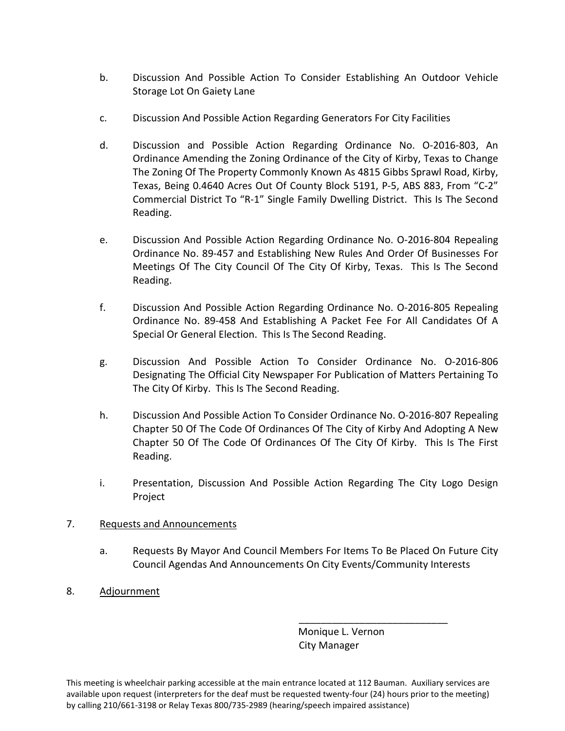b. Discussion And Possible Action To Consider Establishing An Outdoor Vehicle Storage Lot On Gaiety Lane

c. Discussion And Possible Action Regarding Generators For City Facilities

d. Discussion and Possible Action Regarding Ordinance No. O-2016-803, An Ordinance Amending the Zoning Ordinance of the City of Kirby, Texas to Change The Zoning Of The Property Commonly Known As 4815 Gibbs Sprawl Road, Kirby, Texas, Being 0.4640 Acres Out Of County Block 5191, P-5, ABS 883, From "C-2" Commercial District To "R-1" Single Family Dwelling District. This Is The Second Reading.

e. Discussion And Possible Action Regarding Ordinance No. O-2016-804 Repealing Ordinance No. 89-457 and Establishing New Rules And Order Of Businesses For Meetings Of The City Council Of The City Of Kirby, Texas. This Is The Second Reading.

f. Discussion And Possible Action Regarding Ordinance No. O-2016-805 Repealing Ordinance No. 89-458 And Establishing A Packet Fee For All Candidates Of A Special Or General Election. This Is The Second Reading.

g. Discussion And Possible Action To Consider Ordinance No. O-2016-806 Designating The Official City Newspaper For Publication of Matters Pertaining To The City Of Kirby. This Is The Second Reading.

h. Discussion And Possible Action To Consider Ordinance No. O-2016-807 Repealing Chapter 50 Of The Code Of Ordinances Of The City of Kirby And Adopting A New Chapter 50 Of The Code Of Ordinances Of The City Of Kirby. This Is The First Reading.

i. Presentation, Discussion And Possible Action Regarding The City Logo Design Project

7. Requests and Announcements

a. Requests By Mayor And Council Members For Items To Be Placed On Future City Council Agendas And Announcements On City Events/Community Interests

8. Adjournment

\_\_\_\_\_\_\_\_\_\_\_\_\_\_\_\_\_\_\_\_\_\_\_\_\_\_\_\_

Monique L. Vernon
City Manager

This meeting is wheelchair parking accessible at the main entrance located at 112 Bauman. Auxiliary services are available upon request (interpreters for the deaf must be requested twenty-four (24) hours prior to the meeting) by calling 210/661-3198 or Relay Texas 800/735-2989 (hearing/speech impaired assistance)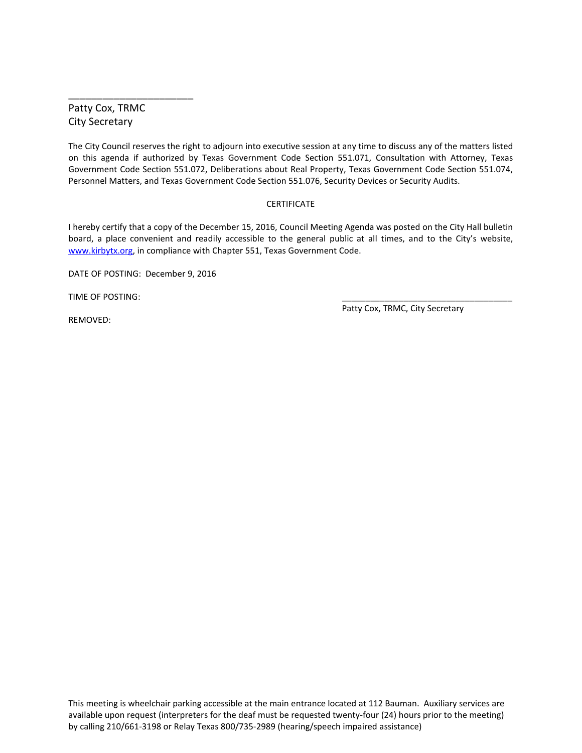________________________

Patty Cox, TRMC
City Secretary

The City Council reserves the right to adjourn into executive session at any time to discuss any of the matters listed on this agenda if authorized by Texas Government Code Section 551.071, Consultation with Attorney, Texas Government Code Section 551.072, Deliberations about Real Property, Texas Government Code Section 551.074, Personnel Matters, and Texas Government Code Section 551.076, Security Devices or Security Audits.

CERTIFICATE

I hereby certify that a copy of the December 15, 2016, Council Meeting Agenda was posted on the City Hall bulletin board, a place convenient and readily accessible to the general public at all times, and to the City's website, www.kirbytx.org, in compliance with Chapter 551, Texas Government Code.

DATE OF POSTING: December 9, 2016

TIME OF POSTING:

____________________________________

Patty Cox, TRMC, City Secretary

REMOVED:

This meeting is wheelchair parking accessible at the main entrance located at 112 Bauman. Auxiliary services are available upon request (interpreters for the deaf must be requested twenty-four (24) hours prior to the meeting) by calling 210/661-3198 or Relay Texas 800/735-2989 (hearing/speech impaired assistance)